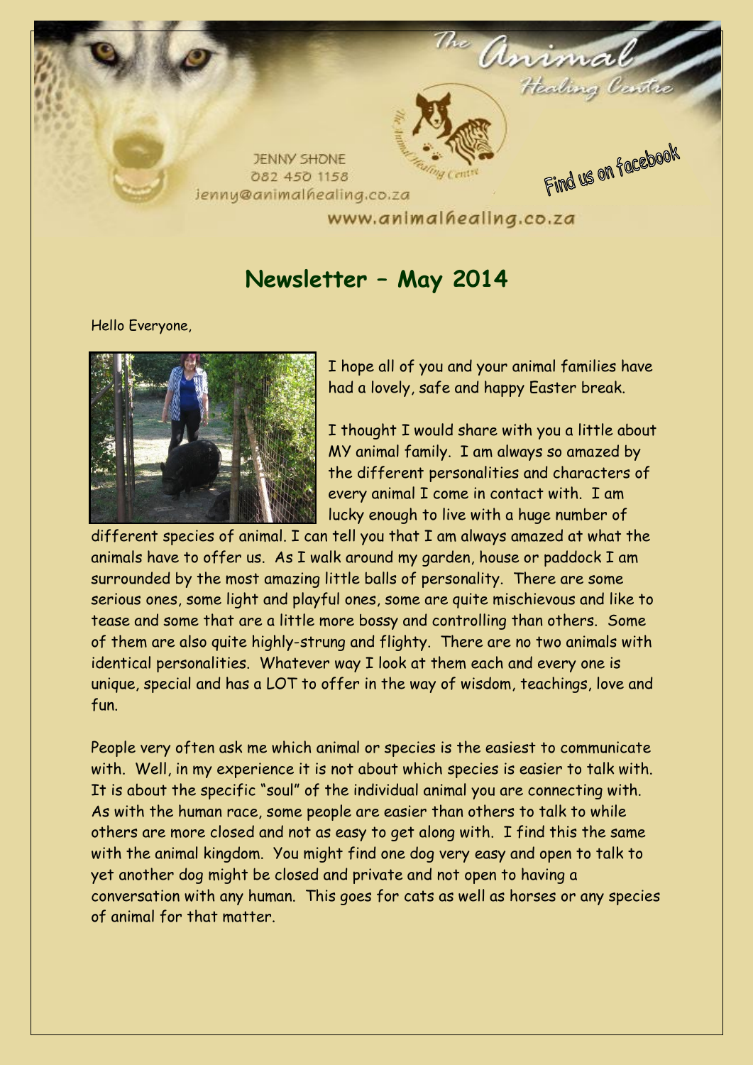JENNY SHONE
082 450 1158
jenny@animalhealing.co.za

The Animal Healing Centre

Find us on facebook

www.animalhealing.co.za

## Newsletter – May 2014

Hello Everyone,

I hope all of you and your animal families have had a lovely, safe and happy Easter break.

I thought I would share with you a little about MY animal family. I am always so amazed by the different personalities and characters of every animal I come in contact with. I am lucky enough to live with a huge number of different species of animal. I can tell you that I am always amazed at what the animals have to offer us. As I walk around my garden, house or paddock I am surrounded by the most amazing little balls of personality. There are some serious ones, some light and playful ones, some are quite mischievous and like to tease and some that are a little more bossy and controlling than others. Some of them are also quite highly-strung and flighty. There are no two animals with identical personalities. Whatever way I look at them each and every one is unique, special and has a LOT to offer in the way of wisdom, teachings, love and fun.

People very often ask me which animal or species is the easiest to communicate with. Well, in my experience it is not about which species is easier to talk with. It is about the specific "soul" of the individual animal you are connecting with. As with the human race, some people are easier than others to talk to while others are more closed and not as easy to get along with. I find this the same with the animal kingdom. You might find one dog very easy and open to talk to yet another dog might be closed and private and not open to having a conversation with any human. This goes for cats as well as horses or any species of animal for that matter.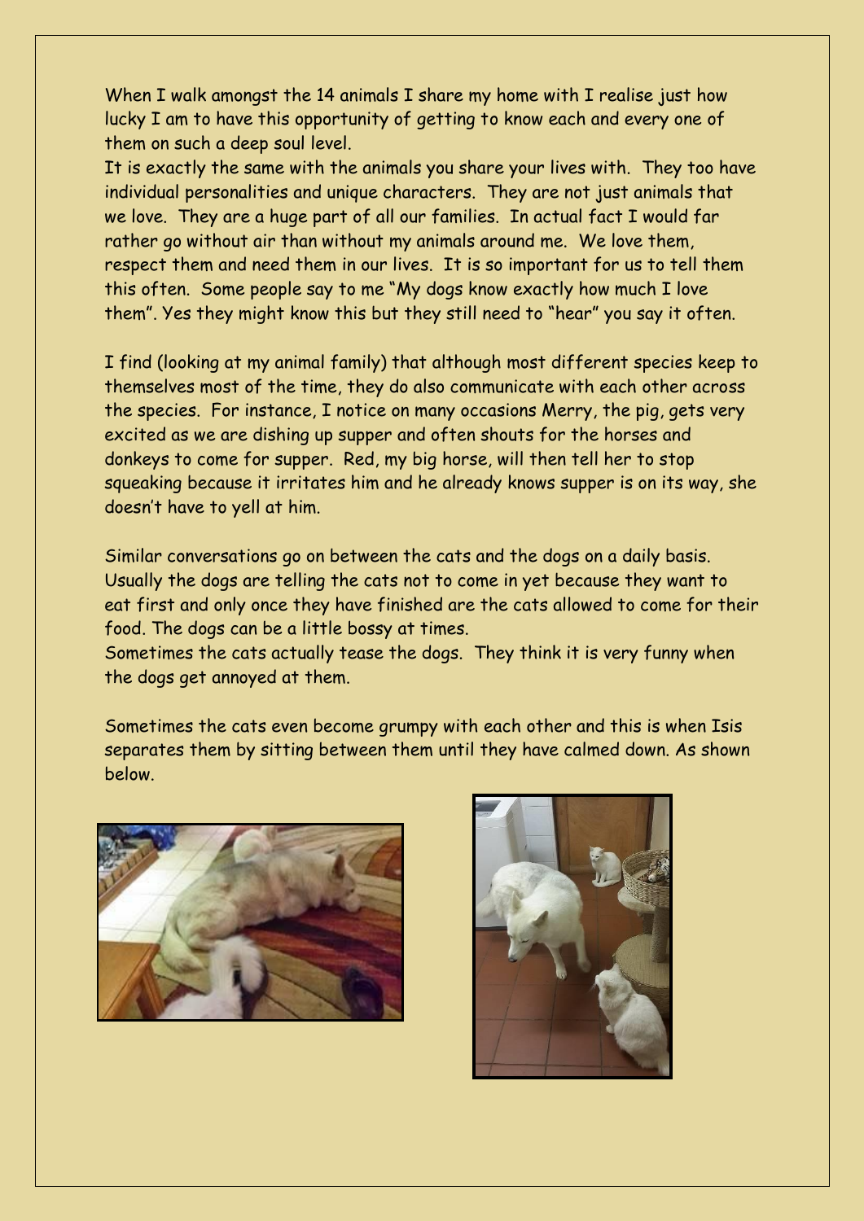When I walk amongst the 14 animals I share my home with I realise just how lucky I am to have this opportunity of getting to know each and every one of them on such a deep soul level.

It is exactly the same with the animals you share your lives with. They too have individual personalities and unique characters. They are not just animals that we love. They are a huge part of all our families. In actual fact I would far rather go without air than without my animals around me. We love them, respect them and need them in our lives. It is so important for us to tell them this often. Some people say to me "My dogs know exactly how much I love them". Yes they might know this but they still need to "hear" you say it often.

I find (looking at my animal family) that although most different species keep to themselves most of the time, they do also communicate with each other across the species. For instance, I notice on many occasions Merry, the pig, gets very excited as we are dishing up supper and often shouts for the horses and donkeys to come for supper. Red, my big horse, will then tell her to stop squeaking because it irritates him and he already knows supper is on its way, she doesn't have to yell at him.

Similar conversations go on between the cats and the dogs on a daily basis. Usually the dogs are telling the cats not to come in yet because they want to eat first and only once they have finished are the cats allowed to come for their food. The dogs can be a little bossy at times.

Sometimes the cats actually tease the dogs. They think it is very funny when the dogs get annoyed at them.

Sometimes the cats even become grumpy with each other and this is when Isis separates them by sitting between them until they have calmed down. As shown below.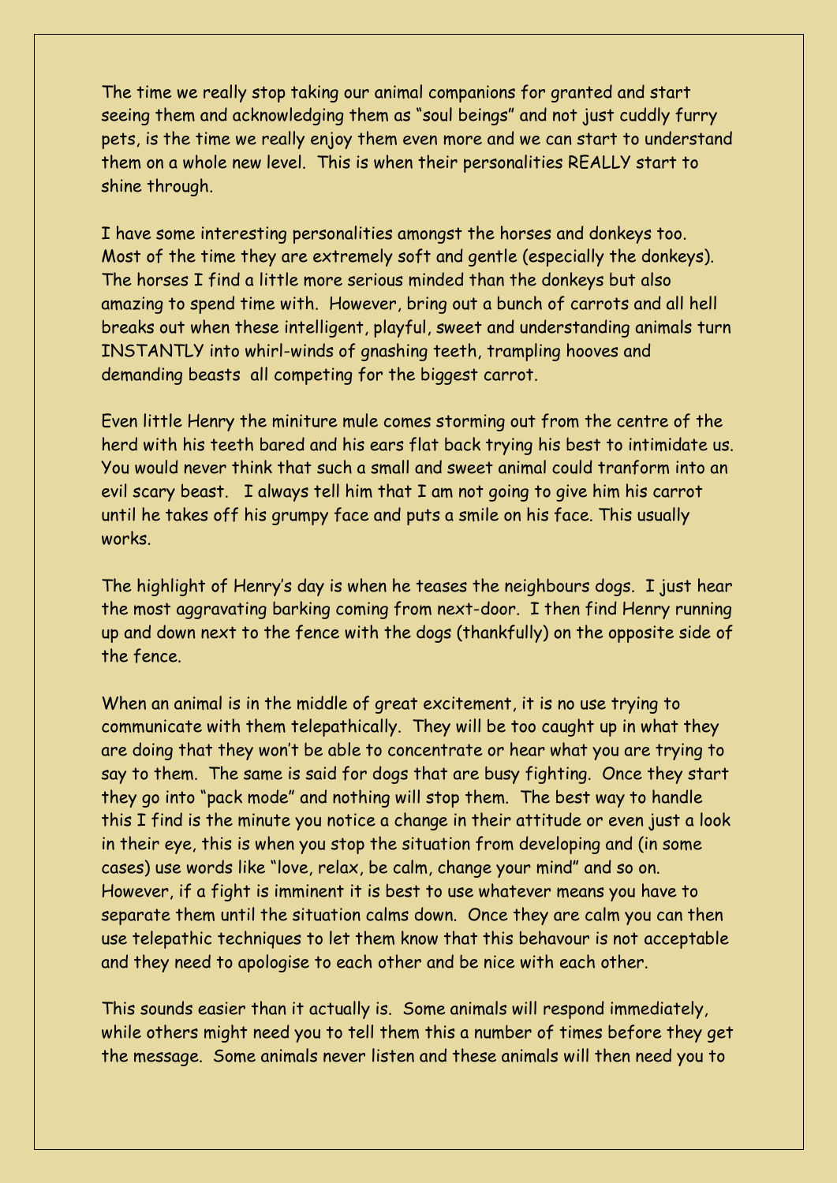The time we really stop taking our animal companions for granted and start seeing them and acknowledging them as "soul beings" and not just cuddly furry pets, is the time we really enjoy them even more and we can start to understand them on a whole new level. This is when their personalities REALLY start to shine through.

I have some interesting personalities amongst the horses and donkeys too. Most of the time they are extremely soft and gentle (especially the donkeys). The horses I find a little more serious minded than the donkeys but also amazing to spend time with. However, bring out a bunch of carrots and all hell breaks out when these intelligent, playful, sweet and understanding animals turn INSTANTLY into whirl-winds of gnashing teeth, trampling hooves and demanding beasts all competing for the biggest carrot.

Even little Henry the miniture mule comes storming out from the centre of the herd with his teeth bared and his ears flat back trying his best to intimidate us. You would never think that such a small and sweet animal could tranform into an evil scary beast. I always tell him that I am not going to give him his carrot until he takes off his grumpy face and puts a smile on his face. This usually works.

The highlight of Henry's day is when he teases the neighbours dogs. I just hear the most aggravating barking coming from next-door. I then find Henry running up and down next to the fence with the dogs (thankfully) on the opposite side of the fence.

When an animal is in the middle of great excitement, it is no use trying to communicate with them telepathically. They will be too caught up in what they are doing that they won't be able to concentrate or hear what you are trying to say to them. The same is said for dogs that are busy fighting. Once they start they go into "pack mode" and nothing will stop them. The best way to handle this I find is the minute you notice a change in their attitude or even just a look in their eye, this is when you stop the situation from developing and (in some cases) use words like "love, relax, be calm, change your mind" and so on. However, if a fight is imminent it is best to use whatever means you have to separate them until the situation calms down. Once they are calm you can then use telepathic techniques to let them know that this behavour is not acceptable and they need to apologise to each other and be nice with each other.

This sounds easier than it actually is. Some animals will respond immediately, while others might need you to tell them this a number of times before they get the message. Some animals never listen and these animals will then need you to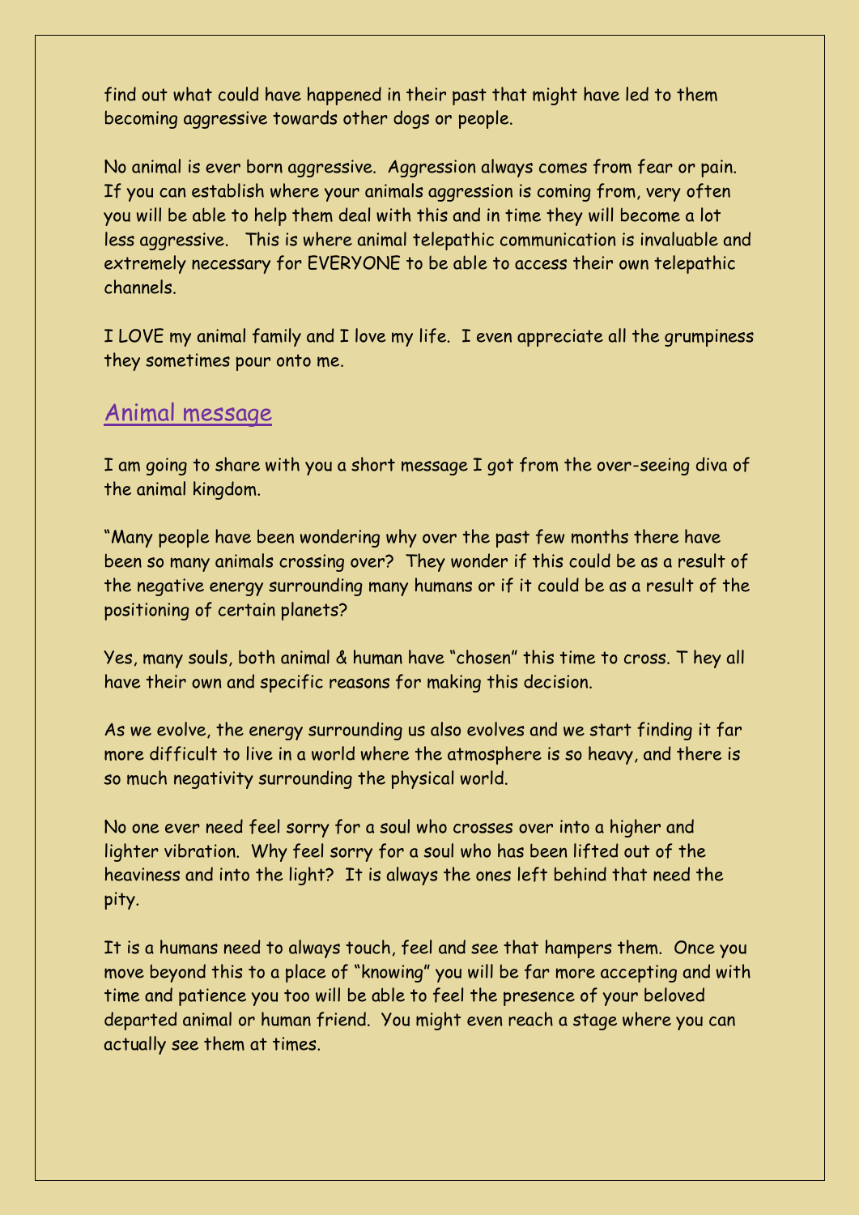find out what could have happened in their past that might have led to them becoming aggressive towards other dogs or people.

No animal is ever born aggressive. Aggression always comes from fear or pain. If you can establish where your animals aggression is coming from, very often you will be able to help them deal with this and in time they will become a lot less aggressive. This is where animal telepathic communication is invaluable and extremely necessary for EVERYONE to be able to access their own telepathic channels.

I LOVE my animal family and I love my life. I even appreciate all the grumpiness they sometimes pour onto me.

## Animal message

I am going to share with you a short message I got from the over-seeing diva of the animal kingdom.

"Many people have been wondering why over the past few months there have been so many animals crossing over? They wonder if this could be as a result of the negative energy surrounding many humans or if it could be as a result of the positioning of certain planets?

Yes, many souls, both animal & human have "chosen" this time to cross. T hey all have their own and specific reasons for making this decision.

As we evolve, the energy surrounding us also evolves and we start finding it far more difficult to live in a world where the atmosphere is so heavy, and there is so much negativity surrounding the physical world.

No one ever need feel sorry for a soul who crosses over into a higher and lighter vibration. Why feel sorry for a soul who has been lifted out of the heaviness and into the light? It is always the ones left behind that need the pity.

It is a humans need to always touch, feel and see that hampers them. Once you move beyond this to a place of "knowing" you will be far more accepting and with time and patience you too will be able to feel the presence of your beloved departed animal or human friend. You might even reach a stage where you can actually see them at times.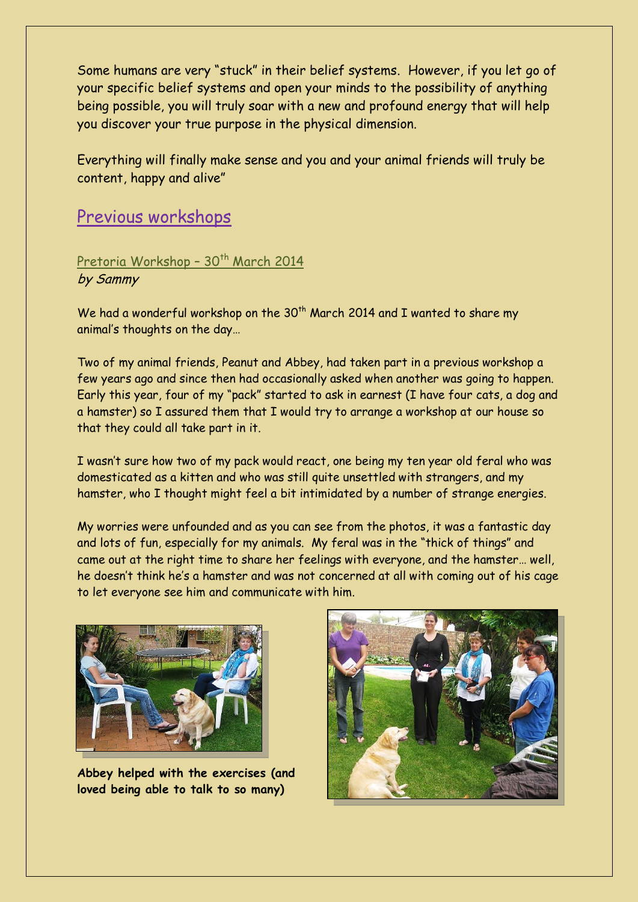Some humans are very "stuck" in their belief systems. However, if you let go of your specific belief systems and open your minds to the possibility of anything being possible, you will truly soar with a new and profound energy that will help you discover your true purpose in the physical dimension.

Everything will finally make sense and you and your animal friends will truly be content, happy and alive"

## Previous workshops

### Pretoria Workshop – 30th March 2014

*by Sammy*

We had a wonderful workshop on the 30th March 2014 and I wanted to share my animal's thoughts on the day…

Two of my animal friends, Peanut and Abbey, had taken part in a previous workshop a few years ago and since then had occasionally asked when another was going to happen. Early this year, four of my "pack" started to ask in earnest (I have four cats, a dog and a hamster) so I assured them that I would try to arrange a workshop at our house so that they could all take part in it.

I wasn't sure how two of my pack would react, one being my ten year old feral who was domesticated as a kitten and who was still quite unsettled with strangers, and my hamster, who I thought might feel a bit intimidated by a number of strange energies.

My worries were unfounded and as you can see from the photos, it was a fantastic day and lots of fun, especially for my animals. My feral was in the "thick of things" and came out at the right time to share her feelings with everyone, and the hamster… well, he doesn't think he's a hamster and was not concerned at all with coming out of his cage to let everyone see him and communicate with him.

**Abbey helped with the exercises (and loved being able to talk to so many)**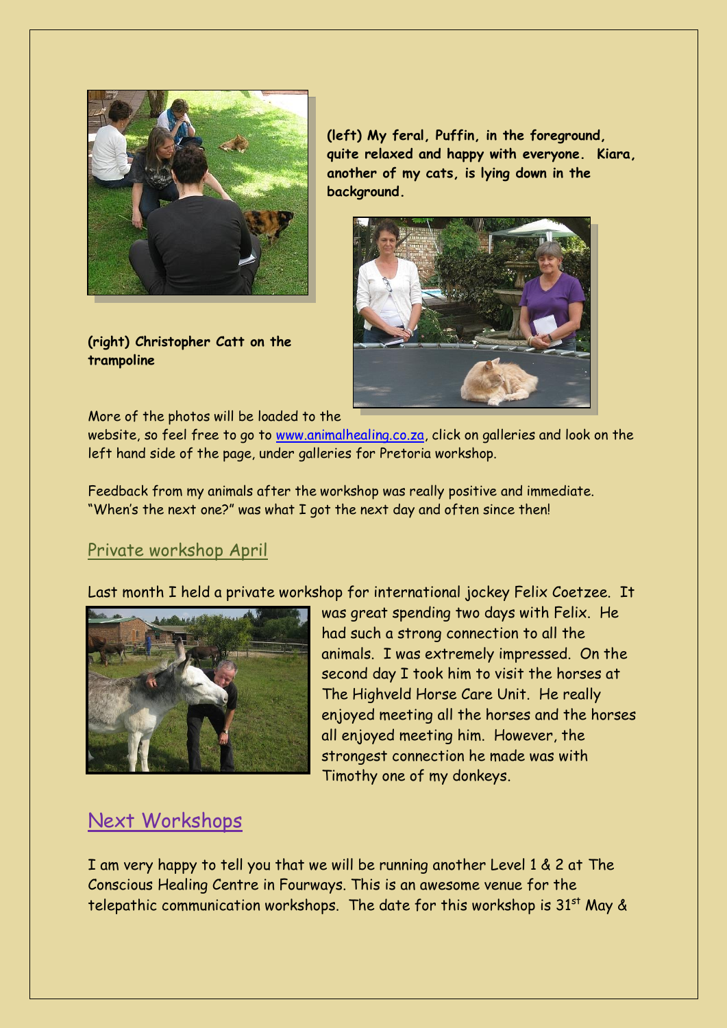**(left) My feral, Puffin, in the foreground, quite relaxed and happy with everyone. Kiara, another of my cats, is lying down in the background.**

**(right) Christopher Catt on the trampoline**

More of the photos will be loaded to the website, so feel free to go to www.animalhealing.co.za, click on galleries and look on the left hand side of the page, under galleries for Pretoria workshop.

Feedback from my animals after the workshop was really positive and immediate. "When's the next one?" was what I got the next day and often since then!

## Private workshop April

Last month I held a private workshop for international jockey Felix Coetzee. It was great spending two days with Felix. He had such a strong connection to all the animals. I was extremely impressed. On the second day I took him to visit the horses at The Highveld Horse Care Unit. He really enjoyed meeting all the horses and the horses all enjoyed meeting him. However, the strongest connection he made was with Timothy one of my donkeys.

# Next Workshops

I am very happy to tell you that we will be running another Level 1 & 2 at The Conscious Healing Centre in Fourways. This is an awesome venue for the telepathic communication workshops. The date for this workshop is 31st May &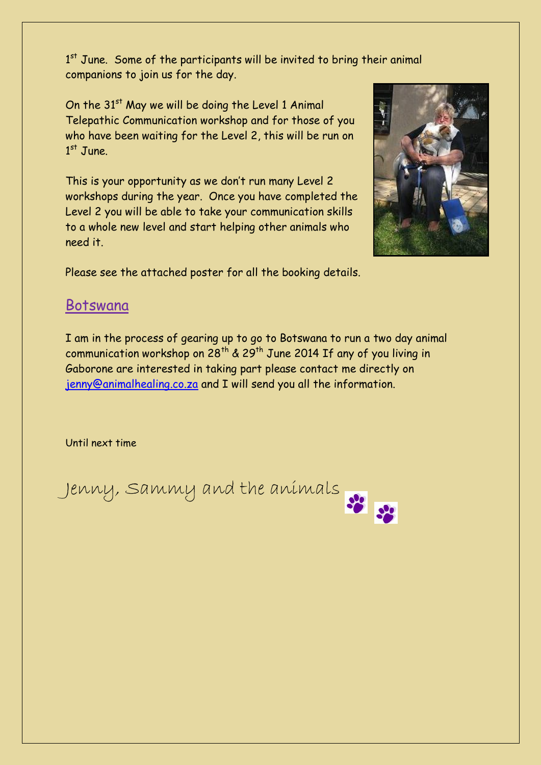1st June. Some of the participants will be invited to bring their animal companions to join us for the day.

On the 31st May we will be doing the Level 1 Animal Telepathic Communication workshop and for those of you who have been waiting for the Level 2, this will be run on 1st June.

This is your opportunity as we don't run many Level 2 workshops during the year. Once you have completed the Level 2 you will be able to take your communication skills to a whole new level and start helping other animals who need it.

Please see the attached poster for all the booking details.

## Botswana

I am in the process of gearing up to go to Botswana to run a two day animal communication workshop on 28th & 29th June 2014 If any of you living in Gaborone are interested in taking part please contact me directly on jenny@animalhealing.co.za and I will send you all the information.

Until next time

Jenny, Sammy and the animals